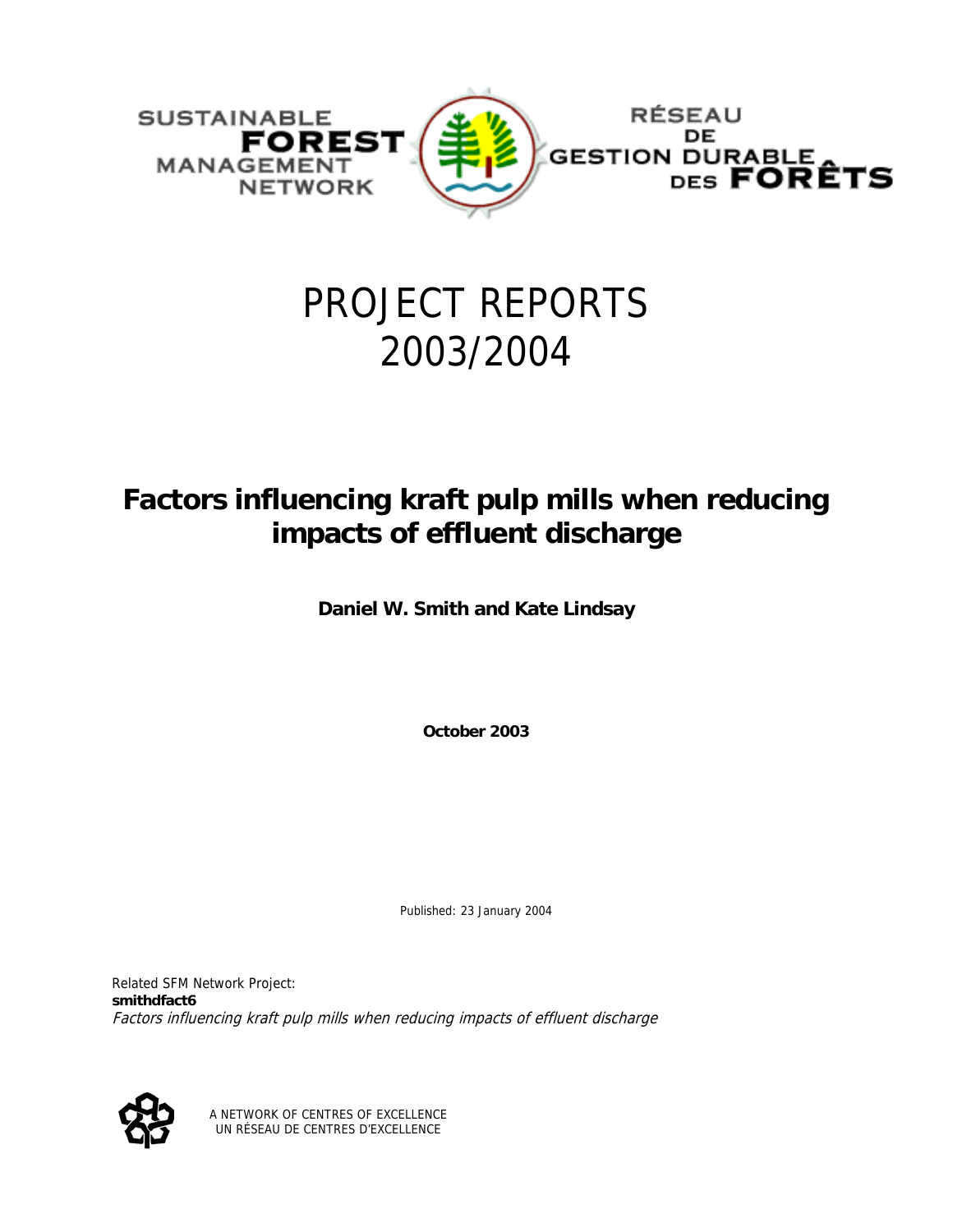SUSTAINABLE FOREST MANAGEMENT NETWORK

RÉSEAU DE GESTION DURABLE DES FORÊTS

# PROJECT REPORTS 2003/2004

## Factors influencing kraft pulp mills when reducing impacts of effluent discharge

**Daniel W. Smith and Kate Lindsay**

**October 2003**

Published: 23 January 2004

Related SFM Network Project:
**smithdfact6**
*Factors influencing kraft pulp mills when reducing impacts of effluent discharge*

A NETWORK OF CENTRES OF EXCELLENCE
UN RÉSEAU DE CENTRES D'EXCELLENCE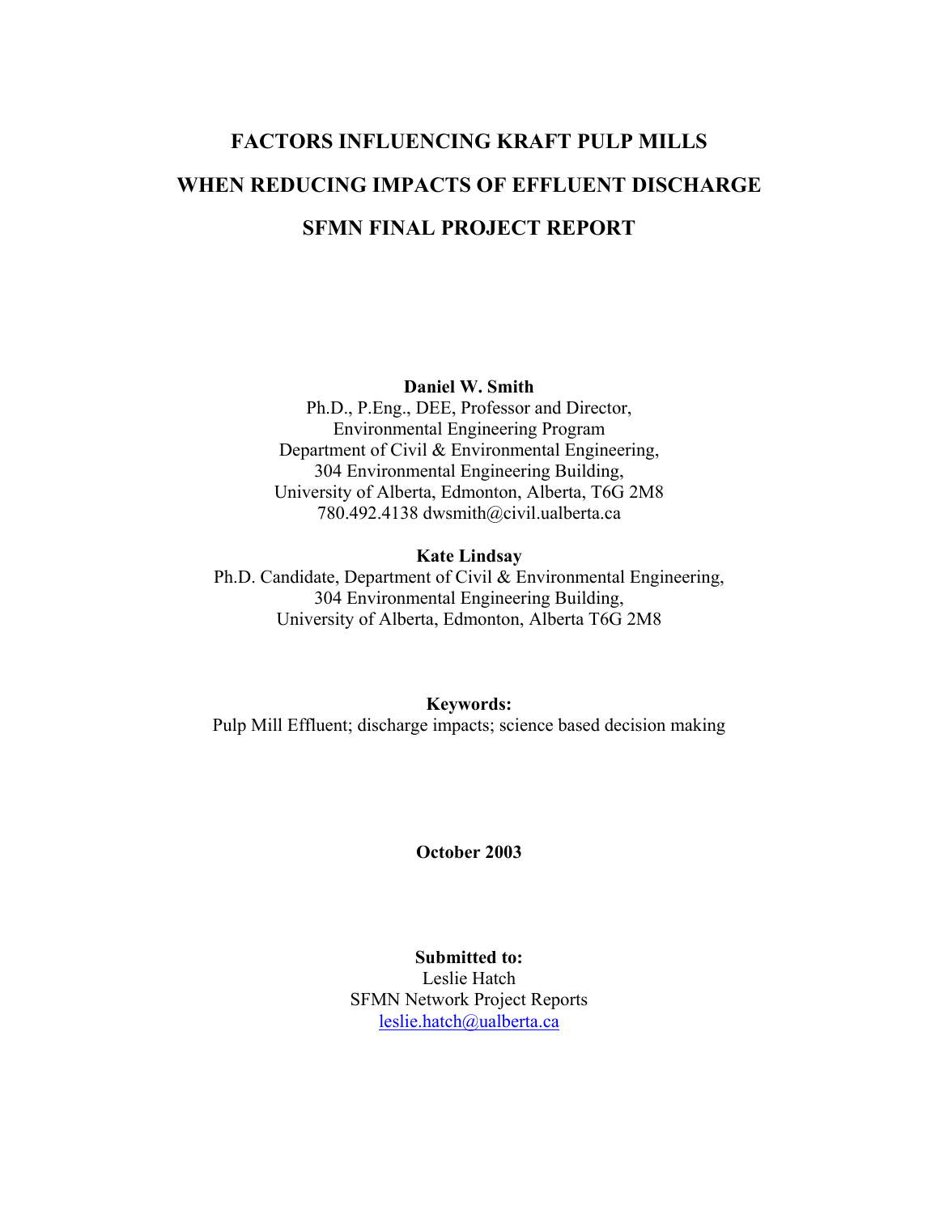# FACTORS INFLUENCING KRAFT PULP MILLS WHEN REDUCING IMPACTS OF EFFLUENT DISCHARGE

# SFMN FINAL PROJECT REPORT

**Daniel W. Smith**
Ph.D., P.Eng., DEE, Professor and Director,
Environmental Engineering Program
Department of Civil & Environmental Engineering,
304 Environmental Engineering Building,
University of Alberta, Edmonton, Alberta, T6G 2M8
780.492.4138 dwsmith@civil.ualberta.ca

**Kate Lindsay**
Ph.D. Candidate, Department of Civil & Environmental Engineering,
304 Environmental Engineering Building,
University of Alberta, Edmonton, Alberta T6G 2M8

**Keywords:**
Pulp Mill Effluent; discharge impacts; science based decision making

**October 2003**

**Submitted to:**
Leslie Hatch
SFMN Network Project Reports
leslie.hatch@ualberta.ca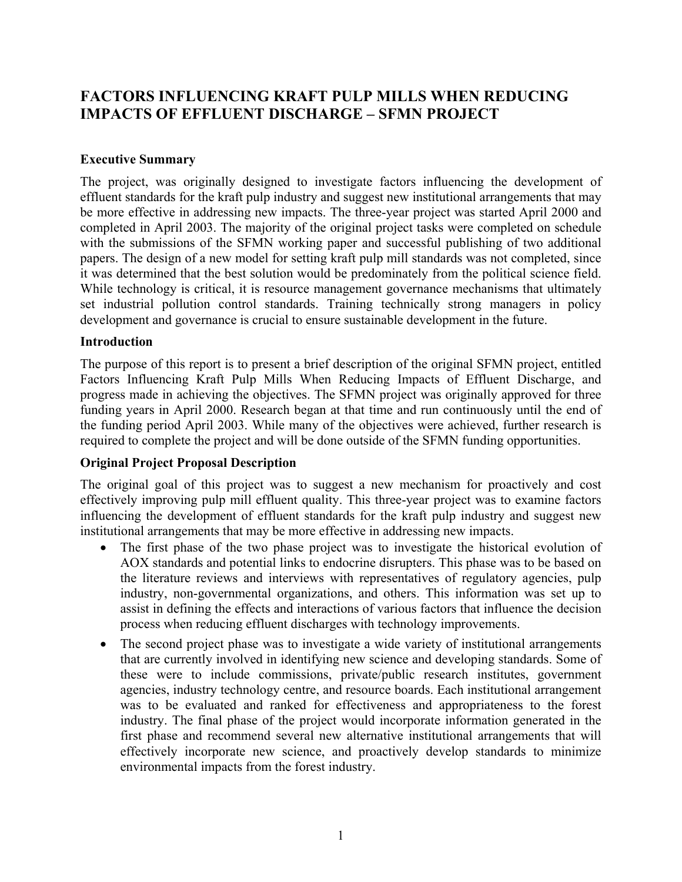# FACTORS INFLUENCING KRAFT PULP MILLS WHEN REDUCING IMPACTS OF EFFLUENT DISCHARGE – SFMN PROJECT

### Executive Summary

The project, was originally designed to investigate factors influencing the development of effluent standards for the kraft pulp industry and suggest new institutional arrangements that may be more effective in addressing new impacts. The three-year project was started April 2000 and completed in April 2003. The majority of the original project tasks were completed on schedule with the submissions of the SFMN working paper and successful publishing of two additional papers. The design of a new model for setting kraft pulp mill standards was not completed, since it was determined that the best solution would be predominately from the political science field. While technology is critical, it is resource management governance mechanisms that ultimately set industrial pollution control standards. Training technically strong managers in policy development and governance is crucial to ensure sustainable development in the future.

### Introduction

The purpose of this report is to present a brief description of the original SFMN project, entitled Factors Influencing Kraft Pulp Mills When Reducing Impacts of Effluent Discharge, and progress made in achieving the objectives. The SFMN project was originally approved for three funding years in April 2000. Research began at that time and run continuously until the end of the funding period April 2003. While many of the objectives were achieved, further research is required to complete the project and will be done outside of the SFMN funding opportunities.

### Original Project Proposal Description

The original goal of this project was to suggest a new mechanism for proactively and cost effectively improving pulp mill effluent quality. This three-year project was to examine factors influencing the development of effluent standards for the kraft pulp industry and suggest new institutional arrangements that may be more effective in addressing new impacts.

- The first phase of the two phase project was to investigate the historical evolution of AOX standards and potential links to endocrine disrupters. This phase was to be based on the literature reviews and interviews with representatives of regulatory agencies, pulp industry, non-governmental organizations, and others. This information was set up to assist in defining the effects and interactions of various factors that influence the decision process when reducing effluent discharges with technology improvements.
- The second project phase was to investigate a wide variety of institutional arrangements that are currently involved in identifying new science and developing standards. Some of these were to include commissions, private/public research institutes, government agencies, industry technology centre, and resource boards. Each institutional arrangement was to be evaluated and ranked for effectiveness and appropriateness to the forest industry. The final phase of the project would incorporate information generated in the first phase and recommend several new alternative institutional arrangements that will effectively incorporate new science, and proactively develop standards to minimize environmental impacts from the forest industry.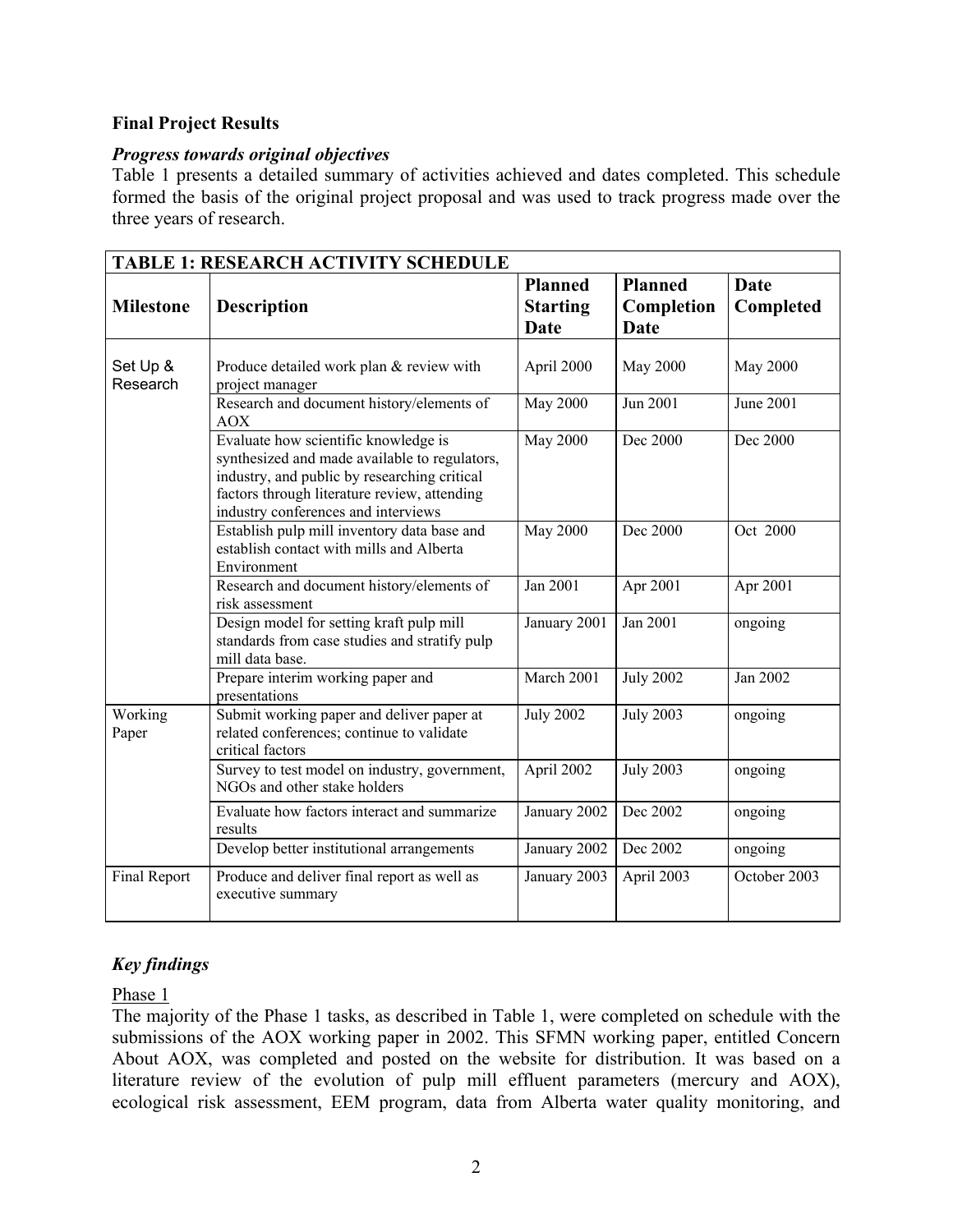**Final Project Results**

***Progress towards original objectives***

Table 1 presents a detailed summary of activities achieved and dates completed. This schedule formed the basis of the original project proposal and was used to track progress made over the three years of research.

| **TABLE 1: RESEARCH ACTIVITY SCHEDULE** | | | | |
|---|---|---|---|---|
| **Milestone** | **Description** | **Planned Starting Date** | **Planned Completion Date** | **Date Completed** |
| Set Up & Research | Produce detailed work plan & review with project manager | April 2000 | May 2000 | May 2000 |
| | Research and document history/elements of AOX | May 2000 | Jun 2001 | June 2001 |
| | Evaluate how scientific knowledge is synthesized and made available to regulators, industry, and public by researching critical factors through literature review, attending industry conferences and interviews | May 2000 | Dec 2000 | Dec 2000 |
| | Establish pulp mill inventory data base and establish contact with mills and Alberta Environment | May 2000 | Dec 2000 | Oct 2000 |
| | Research and document history/elements of risk assessment | Jan 2001 | Apr 2001 | Apr 2001 |
| | Design model for setting kraft pulp mill standards from case studies and stratify pulp mill data base. | January 2001 | Jan 2001 | ongoing |
| | Prepare interim working paper and presentations | March 2001 | July 2002 | Jan 2002 |
| Working Paper | Submit working paper and deliver paper at related conferences; continue to validate critical factors | July 2002 | July 2003 | ongoing |
| | Survey to test model on industry, government, NGOs and other stake holders | April 2002 | July 2003 | ongoing |
| | Evaluate how factors interact and summarize results | January 2002 | Dec 2002 | ongoing |
| | Develop better institutional arrangements | January 2002 | Dec 2002 | ongoing |
| Final Report | Produce and deliver final report as well as executive summary | January 2003 | April 2003 | October 2003 |

***Key findings***

Phase 1

The majority of the Phase 1 tasks, as described in Table 1, were completed on schedule with the submissions of the AOX working paper in 2002. This SFMN working paper, entitled Concern About AOX, was completed and posted on the website for distribution. It was based on a literature review of the evolution of pulp mill effluent parameters (mercury and AOX), ecological risk assessment, EEM program, data from Alberta water quality monitoring, and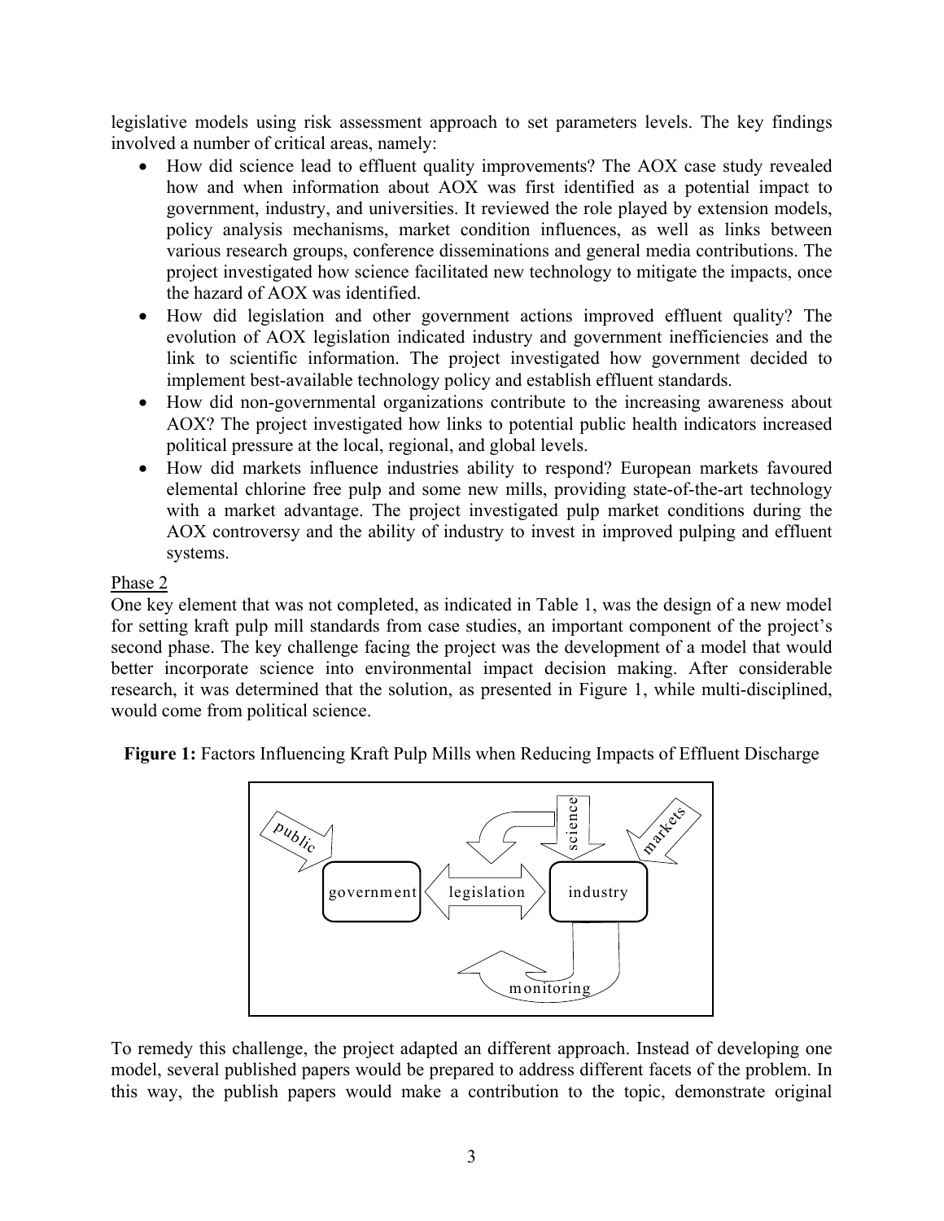legislative models using risk assessment approach to set parameters levels. The key findings involved a number of critical areas, namely:

- How did science lead to effluent quality improvements? The AOX case study revealed how and when information about AOX was first identified as a potential impact to government, industry, and universities. It reviewed the role played by extension models, policy analysis mechanisms, market condition influences, as well as links between various research groups, conference disseminations and general media contributions. The project investigated how science facilitated new technology to mitigate the impacts, once the hazard of AOX was identified.
- How did legislation and other government actions improved effluent quality? The evolution of AOX legislation indicated industry and government inefficiencies and the link to scientific information. The project investigated how government decided to implement best-available technology policy and establish effluent standards.
- How did non-governmental organizations contribute to the increasing awareness about AOX? The project investigated how links to potential public health indicators increased political pressure at the local, regional, and global levels.
- How did markets influence industries ability to respond? European markets favoured elemental chlorine free pulp and some new mills, providing state-of-the-art technology with a market advantage. The project investigated pulp market conditions during the AOX controversy and the ability of industry to invest in improved pulping and effluent systems.

Phase 2

One key element that was not completed, as indicated in Table 1, was the design of a new model for setting kraft pulp mill standards from case studies, an important component of the project's second phase. The key challenge facing the project was the development of a model that would better incorporate science into environmental impact decision making. After considerable research, it was determined that the solution, as presented in Figure 1, while multi-disciplined, would come from political science.

**Figure 1:** Factors Influencing Kraft Pulp Mills when Reducing Impacts of Effluent Discharge

public → government ⟷ legislation ⟷ industry ← science, markets; industry → monitoring → government

To remedy this challenge, the project adapted an different approach. Instead of developing one model, several published papers would be prepared to address different facets of the problem. In this way, the publish papers would make a contribution to the topic, demonstrate original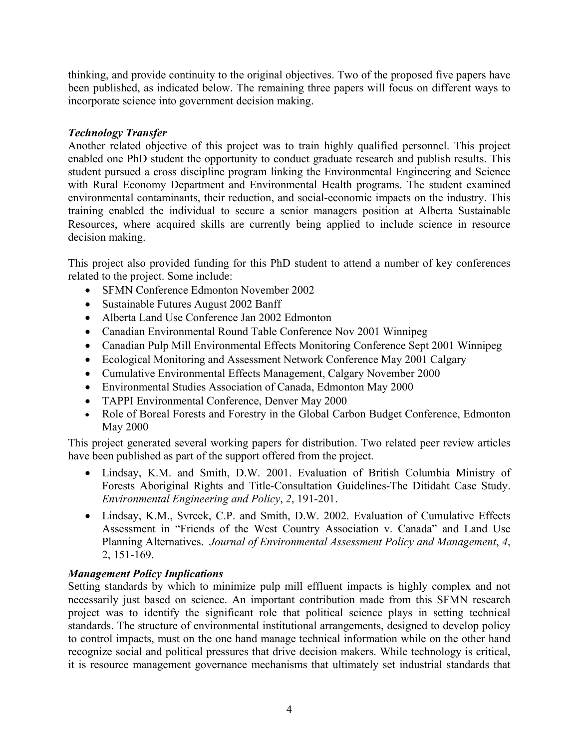thinking, and provide continuity to the original objectives. Two of the proposed five papers have been published, as indicated below. The remaining three papers will focus on different ways to incorporate science into government decision making.

### *Technology Transfer*

Another related objective of this project was to train highly qualified personnel. This project enabled one PhD student the opportunity to conduct graduate research and publish results. This student pursued a cross discipline program linking the Environmental Engineering and Science with Rural Economy Department and Environmental Health programs. The student examined environmental contaminants, their reduction, and social-economic impacts on the industry. This training enabled the individual to secure a senior managers position at Alberta Sustainable Resources, where acquired skills are currently being applied to include science in resource decision making.

This project also provided funding for this PhD student to attend a number of key conferences related to the project. Some include:

- SFMN Conference Edmonton November 2002
- Sustainable Futures August 2002 Banff
- Alberta Land Use Conference Jan 2002 Edmonton
- Canadian Environmental Round Table Conference Nov 2001 Winnipeg
- Canadian Pulp Mill Environmental Effects Monitoring Conference Sept 2001 Winnipeg
- Ecological Monitoring and Assessment Network Conference May 2001 Calgary
- Cumulative Environmental Effects Management, Calgary November 2000
- Environmental Studies Association of Canada, Edmonton May 2000
- TAPPI Environmental Conference, Denver May 2000
- Role of Boreal Forests and Forestry in the Global Carbon Budget Conference, Edmonton May 2000

This project generated several working papers for distribution. Two related peer review articles have been published as part of the support offered from the project.

- Lindsay, K.M. and Smith, D.W. 2001. Evaluation of British Columbia Ministry of Forests Aboriginal Rights and Title-Consultation Guidelines-The Ditidaht Case Study. *Environmental Engineering and Policy*, *2*, 191-201.
- Lindsay, K.M., Svrcek, C.P. and Smith, D.W. 2002. Evaluation of Cumulative Effects Assessment in "Friends of the West Country Association v. Canada" and Land Use Planning Alternatives. *Journal of Environmental Assessment Policy and Management*, *4*, 2, 151-169.

### *Management Policy Implications*

Setting standards by which to minimize pulp mill effluent impacts is highly complex and not necessarily just based on science. An important contribution made from this SFMN research project was to identify the significant role that political science plays in setting technical standards. The structure of environmental institutional arrangements, designed to develop policy to control impacts, must on the one hand manage technical information while on the other hand recognize social and political pressures that drive decision makers. While technology is critical, it is resource management governance mechanisms that ultimately set industrial standards that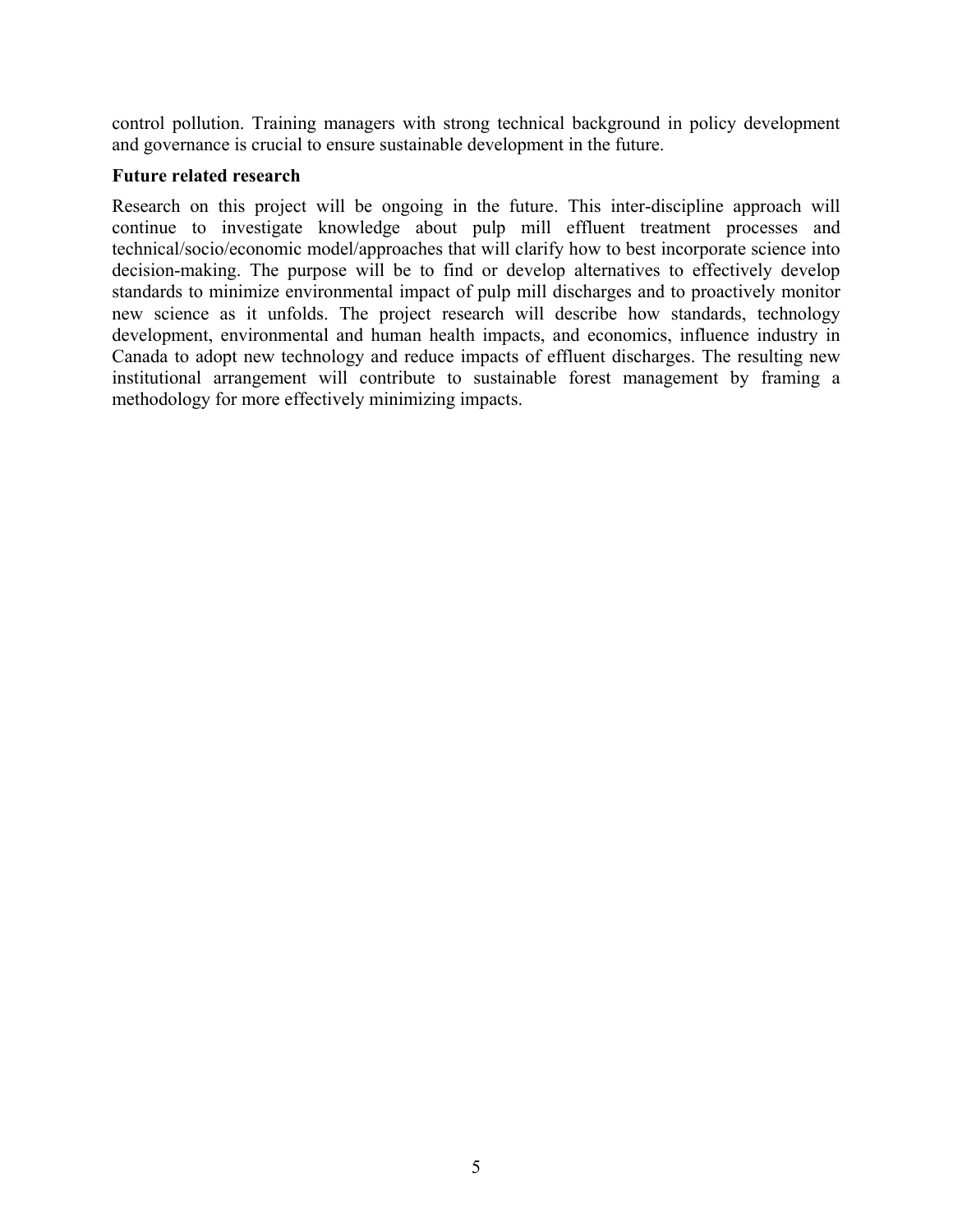control pollution. Training managers with strong technical background in policy development and governance is crucial to ensure sustainable development in the future.

**Future related research**

Research on this project will be ongoing in the future. This inter-discipline approach will continue to investigate knowledge about pulp mill effluent treatment processes and technical/socio/economic model/approaches that will clarify how to best incorporate science into decision-making. The purpose will be to find or develop alternatives to effectively develop standards to minimize environmental impact of pulp mill discharges and to proactively monitor new science as it unfolds. The project research will describe how standards, technology development, environmental and human health impacts, and economics, influence industry in Canada to adopt new technology and reduce impacts of effluent discharges. The resulting new institutional arrangement will contribute to sustainable forest management by framing a methodology for more effectively minimizing impacts.